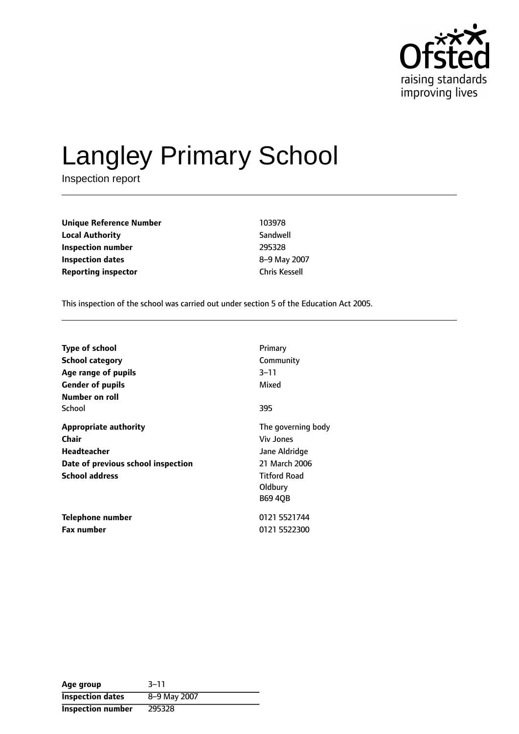Ofsted
raising standards
improving lives

# Langley Primary School

Inspection report

| | |
|---|---|
| **Unique Reference Number** | 103978 |
| **Local Authority** | Sandwell |
| **Inspection number** | 295328 |
| **Inspection dates** | 8–9 May 2007 |
| **Reporting inspector** | Chris Kessell |

This inspection of the school was carried out under section 5 of the Education Act 2005.

| | |
|---|---|
| **Type of school** | Primary |
| **School category** | Community |
| **Age range of pupils** | 3–11 |
| **Gender of pupils** | Mixed |
| **Number on roll** | |
| School | 395 |
| **Appropriate authority** | The governing body |
| **Chair** | Viv Jones |
| **Headteacher** | Jane Aldridge |
| **Date of previous school inspection** | 21 March 2006 |
| **School address** | Titford Road<br>Oldbury<br>B69 4QB |
| **Telephone number** | 0121 5521744 |
| **Fax number** | 0121 5522300 |

| | |
|---|---|
| **Age group** | 3–11 |
| **Inspection dates** | 8–9 May 2007 |
| **Inspection number** | 295328 |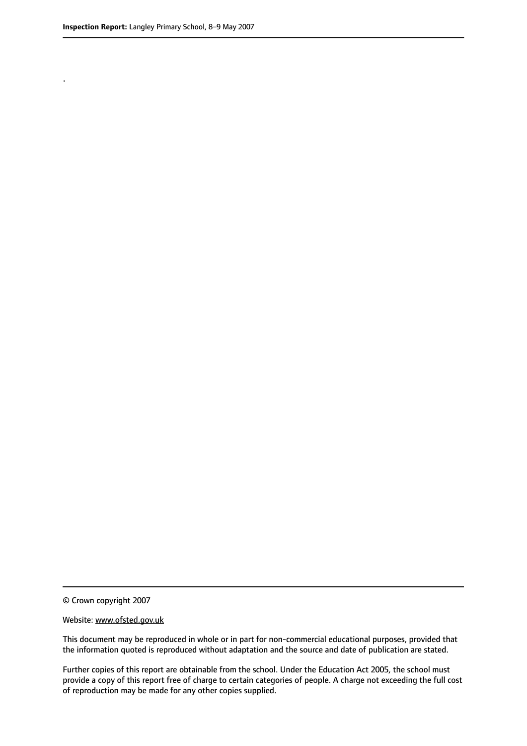.

© Crown copyright 2007

Website: www.ofsted.gov.uk

This document may be reproduced in whole or in part for non-commercial educational purposes, provided that the information quoted is reproduced without adaptation and the source and date of publication are stated.

Further copies of this report are obtainable from the school. Under the Education Act 2005, the school must provide a copy of this report free of charge to certain categories of people. A charge not exceeding the full cost of reproduction may be made for any other copies supplied.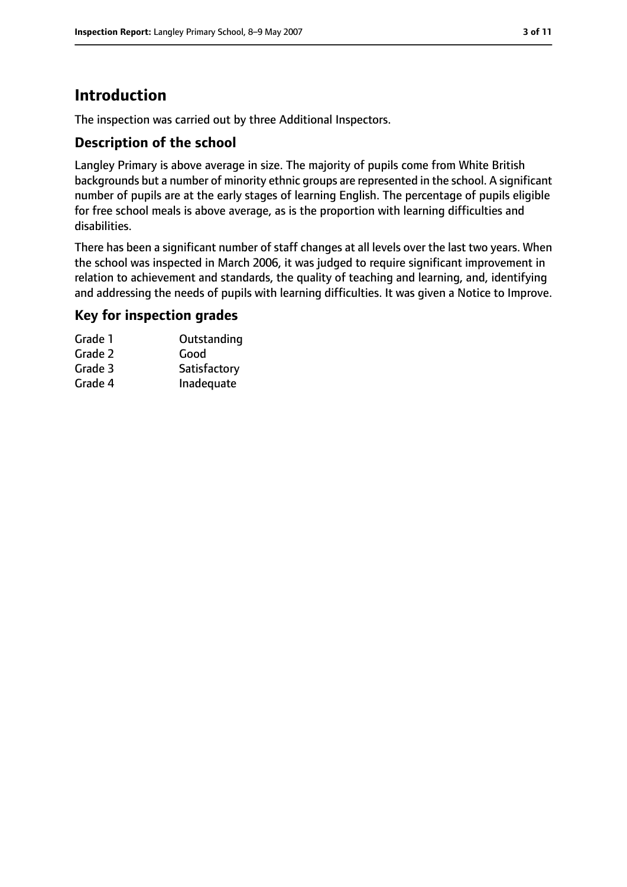# Introduction

The inspection was carried out by three Additional Inspectors.

## Description of the school

Langley Primary is above average in size. The majority of pupils come from White British backgrounds but a number of minority ethnic groups are represented in the school. A significant number of pupils are at the early stages of learning English. The percentage of pupils eligible for free school meals is above average, as is the proportion with learning difficulties and disabilities.

There has been a significant number of staff changes at all levels over the last two years. When the school was inspected in March 2006, it was judged to require significant improvement in relation to achievement and standards, the quality of teaching and learning, and, identifying and addressing the needs of pupils with learning difficulties. It was given a Notice to Improve.

## Key for inspection grades

| | |
|---|---|
| Grade 1 | Outstanding |
| Grade 2 | Good |
| Grade 3 | Satisfactory |
| Grade 4 | Inadequate |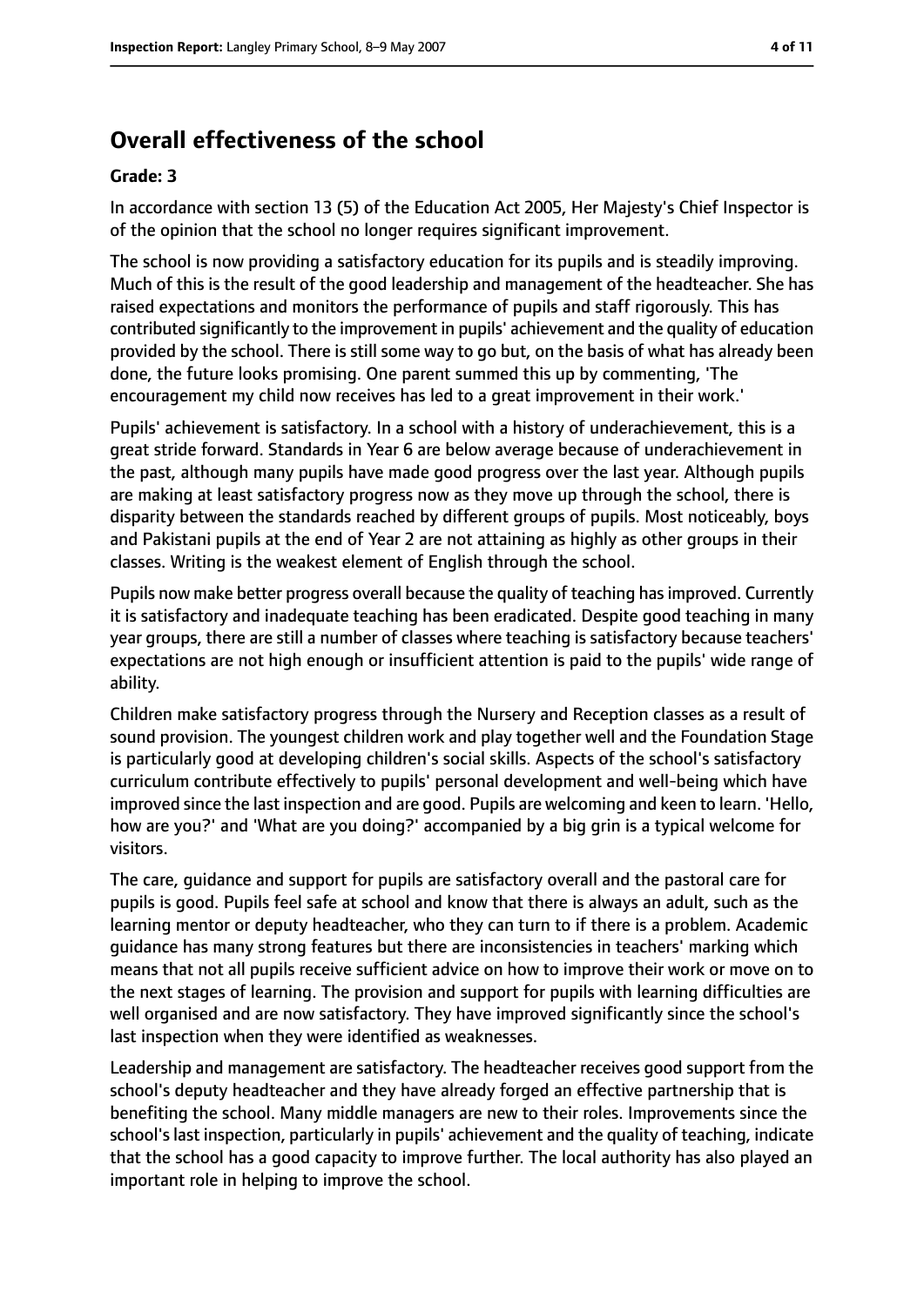## Overall effectiveness of the school

**Grade: 3**

In accordance with section 13 (5) of the Education Act 2005, Her Majesty's Chief Inspector is of the opinion that the school no longer requires significant improvement.

The school is now providing a satisfactory education for its pupils and is steadily improving. Much of this is the result of the good leadership and management of the headteacher. She has raised expectations and monitors the performance of pupils and staff rigorously. This has contributed significantly to the improvement in pupils' achievement and the quality of education provided by the school. There is still some way to go but, on the basis of what has already been done, the future looks promising. One parent summed this up by commenting, 'The encouragement my child now receives has led to a great improvement in their work.'

Pupils' achievement is satisfactory. In a school with a history of underachievement, this is a great stride forward. Standards in Year 6 are below average because of underachievement in the past, although many pupils have made good progress over the last year. Although pupils are making at least satisfactory progress now as they move up through the school, there is disparity between the standards reached by different groups of pupils. Most noticeably, boys and Pakistani pupils at the end of Year 2 are not attaining as highly as other groups in their classes. Writing is the weakest element of English through the school.

Pupils now make better progress overall because the quality of teaching has improved. Currently it is satisfactory and inadequate teaching has been eradicated. Despite good teaching in many year groups, there are still a number of classes where teaching is satisfactory because teachers' expectations are not high enough or insufficient attention is paid to the pupils' wide range of ability.

Children make satisfactory progress through the Nursery and Reception classes as a result of sound provision. The youngest children work and play together well and the Foundation Stage is particularly good at developing children's social skills. Aspects of the school's satisfactory curriculum contribute effectively to pupils' personal development and well-being which have improved since the last inspection and are good. Pupils are welcoming and keen to learn. 'Hello, how are you?' and 'What are you doing?' accompanied by a big grin is a typical welcome for visitors.

The care, guidance and support for pupils are satisfactory overall and the pastoral care for pupils is good. Pupils feel safe at school and know that there is always an adult, such as the learning mentor or deputy headteacher, who they can turn to if there is a problem. Academic guidance has many strong features but there are inconsistencies in teachers' marking which means that not all pupils receive sufficient advice on how to improve their work or move on to the next stages of learning. The provision and support for pupils with learning difficulties are well organised and are now satisfactory. They have improved significantly since the school's last inspection when they were identified as weaknesses.

Leadership and management are satisfactory. The headteacher receives good support from the school's deputy headteacher and they have already forged an effective partnership that is benefiting the school. Many middle managers are new to their roles. Improvements since the school's last inspection, particularly in pupils' achievement and the quality of teaching, indicate that the school has a good capacity to improve further. The local authority has also played an important role in helping to improve the school.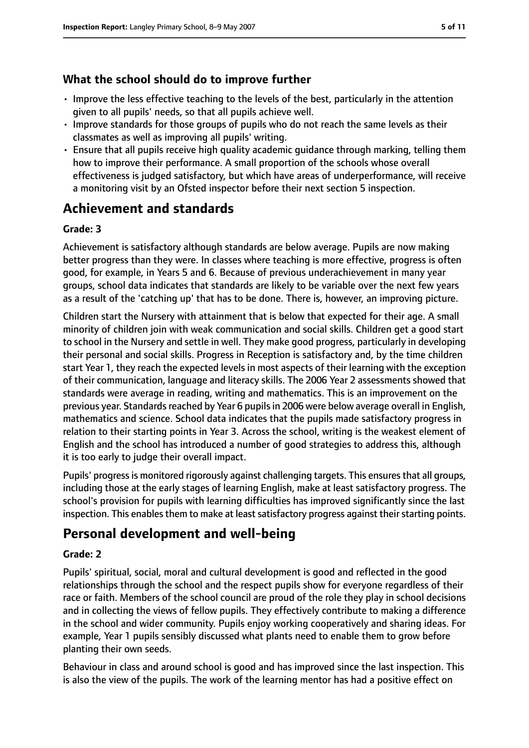### What the school should do to improve further

- Improve the less effective teaching to the levels of the best, particularly in the attention given to all pupils' needs, so that all pupils achieve well.
- Improve standards for those groups of pupils who do not reach the same levels as their classmates as well as improving all pupils' writing.
- Ensure that all pupils receive high quality academic guidance through marking, telling them how to improve their performance. A small proportion of the schools whose overall effectiveness is judged satisfactory, but which have areas of underperformance, will receive a monitoring visit by an Ofsted inspector before their next section 5 inspection.

## Achievement and standards

**Grade: 3**

Achievement is satisfactory although standards are below average. Pupils are now making better progress than they were. In classes where teaching is more effective, progress is often good, for example, in Years 5 and 6. Because of previous underachievement in many year groups, school data indicates that standards are likely to be variable over the next few years as a result of the 'catching up' that has to be done. There is, however, an improving picture.

Children start the Nursery with attainment that is below that expected for their age. A small minority of children join with weak communication and social skills. Children get a good start to school in the Nursery and settle in well. They make good progress, particularly in developing their personal and social skills. Progress in Reception is satisfactory and, by the time children start Year 1, they reach the expected levels in most aspects of their learning with the exception of their communication, language and literacy skills. The 2006 Year 2 assessments showed that standards were average in reading, writing and mathematics. This is an improvement on the previous year. Standards reached by Year 6 pupils in 2006 were below average overall in English, mathematics and science. School data indicates that the pupils made satisfactory progress in relation to their starting points in Year 3. Across the school, writing is the weakest element of English and the school has introduced a number of good strategies to address this, although it is too early to judge their overall impact.

Pupils' progress is monitored rigorously against challenging targets. This ensures that all groups, including those at the early stages of learning English, make at least satisfactory progress. The school's provision for pupils with learning difficulties has improved significantly since the last inspection. This enables them to make at least satisfactory progress against their starting points.

## Personal development and well-being

**Grade: 2**

Pupils' spiritual, social, moral and cultural development is good and reflected in the good relationships through the school and the respect pupils show for everyone regardless of their race or faith. Members of the school council are proud of the role they play in school decisions and in collecting the views of fellow pupils. They effectively contribute to making a difference in the school and wider community. Pupils enjoy working cooperatively and sharing ideas. For example, Year 1 pupils sensibly discussed what plants need to enable them to grow before planting their own seeds.

Behaviour in class and around school is good and has improved since the last inspection. This is also the view of the pupils. The work of the learning mentor has had a positive effect on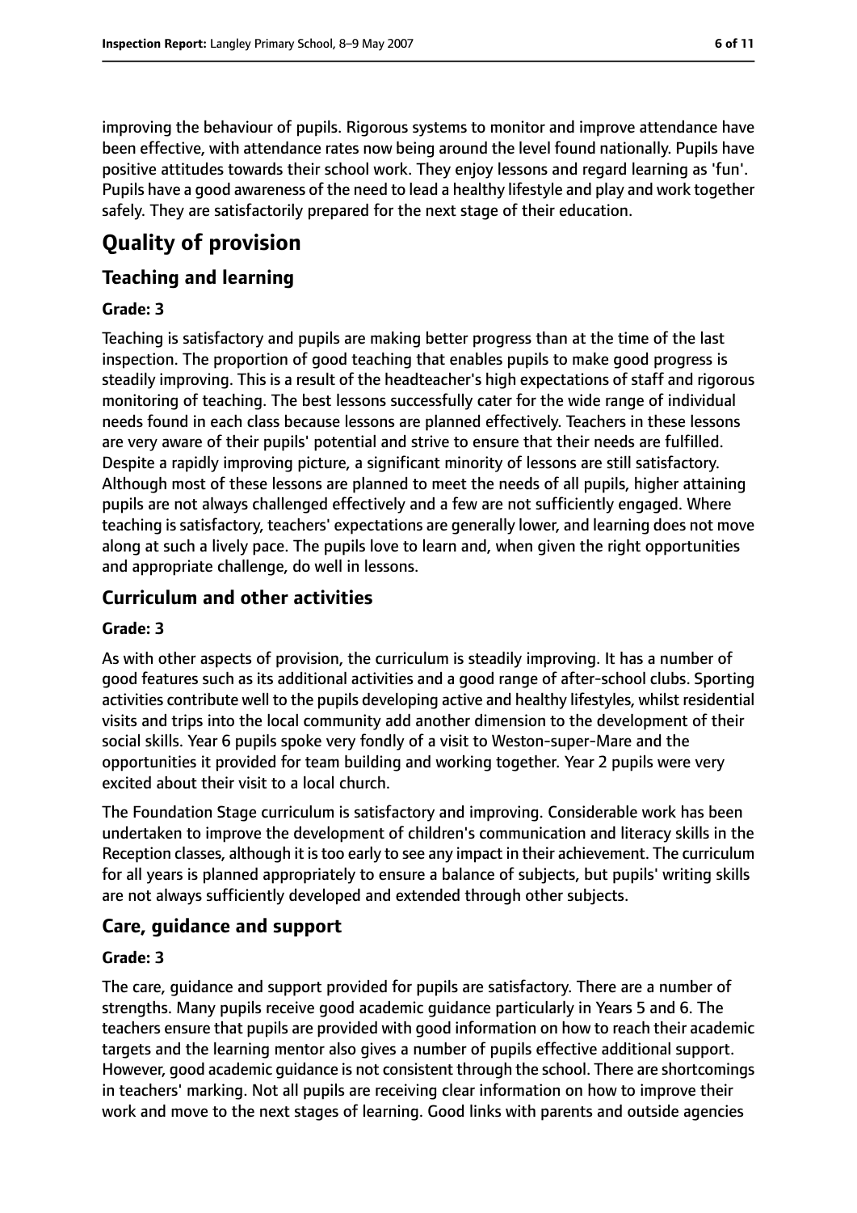improving the behaviour of pupils. Rigorous systems to monitor and improve attendance have been effective, with attendance rates now being around the level found nationally. Pupils have positive attitudes towards their school work. They enjoy lessons and regard learning as 'fun'. Pupils have a good awareness of the need to lead a healthy lifestyle and play and work together safely. They are satisfactorily prepared for the next stage of their education.

# Quality of provision

## Teaching and learning

### Grade: 3

Teaching is satisfactory and pupils are making better progress than at the time of the last inspection. The proportion of good teaching that enables pupils to make good progress is steadily improving. This is a result of the headteacher's high expectations of staff and rigorous monitoring of teaching. The best lessons successfully cater for the wide range of individual needs found in each class because lessons are planned effectively. Teachers in these lessons are very aware of their pupils' potential and strive to ensure that their needs are fulfilled. Despite a rapidly improving picture, a significant minority of lessons are still satisfactory. Although most of these lessons are planned to meet the needs of all pupils, higher attaining pupils are not always challenged effectively and a few are not sufficiently engaged. Where teaching is satisfactory, teachers' expectations are generally lower, and learning does not move along at such a lively pace. The pupils love to learn and, when given the right opportunities and appropriate challenge, do well in lessons.

## Curriculum and other activities

### Grade: 3

As with other aspects of provision, the curriculum is steadily improving. It has a number of good features such as its additional activities and a good range of after-school clubs. Sporting activities contribute well to the pupils developing active and healthy lifestyles, whilst residential visits and trips into the local community add another dimension to the development of their social skills. Year 6 pupils spoke very fondly of a visit to Weston-super-Mare and the opportunities it provided for team building and working together. Year 2 pupils were very excited about their visit to a local church.

The Foundation Stage curriculum is satisfactory and improving. Considerable work has been undertaken to improve the development of children's communication and literacy skills in the Reception classes, although it is too early to see any impact in their achievement. The curriculum for all years is planned appropriately to ensure a balance of subjects, but pupils' writing skills are not always sufficiently developed and extended through other subjects.

## Care, guidance and support

### Grade: 3

The care, guidance and support provided for pupils are satisfactory. There are a number of strengths. Many pupils receive good academic guidance particularly in Years 5 and 6. The teachers ensure that pupils are provided with good information on how to reach their academic targets and the learning mentor also gives a number of pupils effective additional support. However, good academic guidance is not consistent through the school. There are shortcomings in teachers' marking. Not all pupils are receiving clear information on how to improve their work and move to the next stages of learning. Good links with parents and outside agencies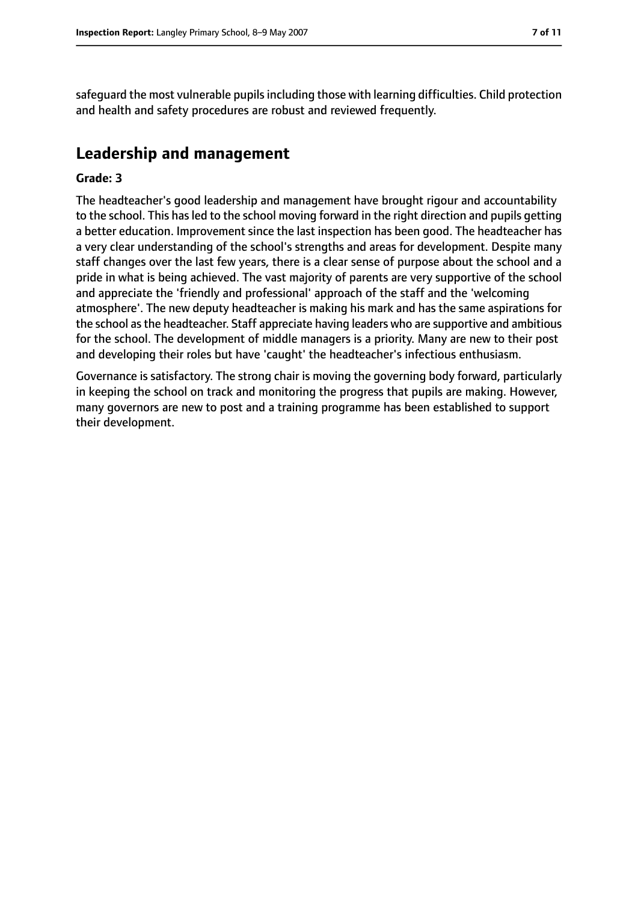safeguard the most vulnerable pupils including those with learning difficulties. Child protection and health and safety procedures are robust and reviewed frequently.

## Leadership and management

**Grade: 3**

The headteacher's good leadership and management have brought rigour and accountability to the school. This has led to the school moving forward in the right direction and pupils getting a better education. Improvement since the last inspection has been good. The headteacher has a very clear understanding of the school's strengths and areas for development. Despite many staff changes over the last few years, there is a clear sense of purpose about the school and a pride in what is being achieved. The vast majority of parents are very supportive of the school and appreciate the 'friendly and professional' approach of the staff and the 'welcoming atmosphere'. The new deputy headteacher is making his mark and has the same aspirations for the school as the headteacher. Staff appreciate having leaders who are supportive and ambitious for the school. The development of middle managers is a priority. Many are new to their post and developing their roles but have 'caught' the headteacher's infectious enthusiasm.

Governance is satisfactory. The strong chair is moving the governing body forward, particularly in keeping the school on track and monitoring the progress that pupils are making. However, many governors are new to post and a training programme has been established to support their development.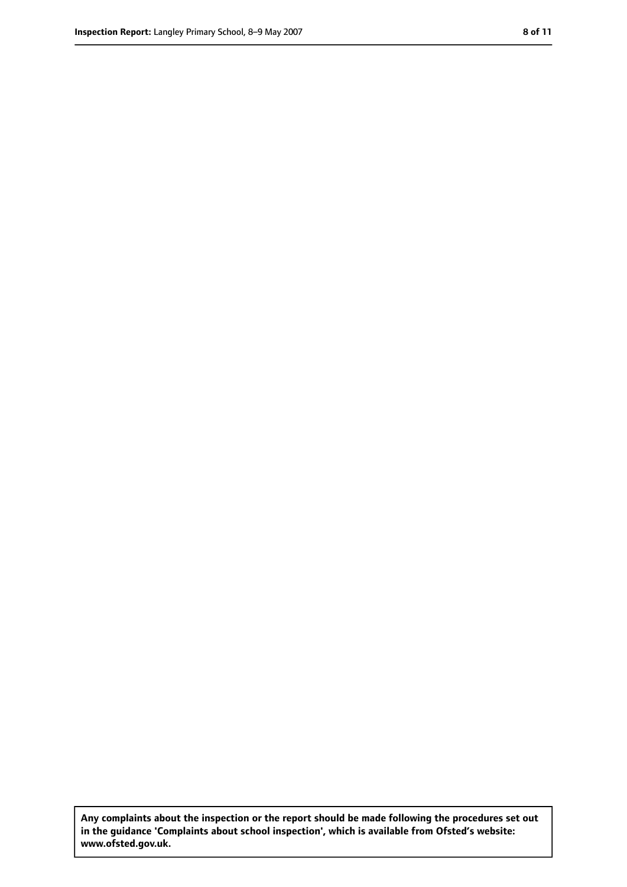**Any complaints about the inspection or the report should be made following the procedures set out in the guidance 'Complaints about school inspection', which is available from Ofsted's website: www.ofsted.gov.uk.**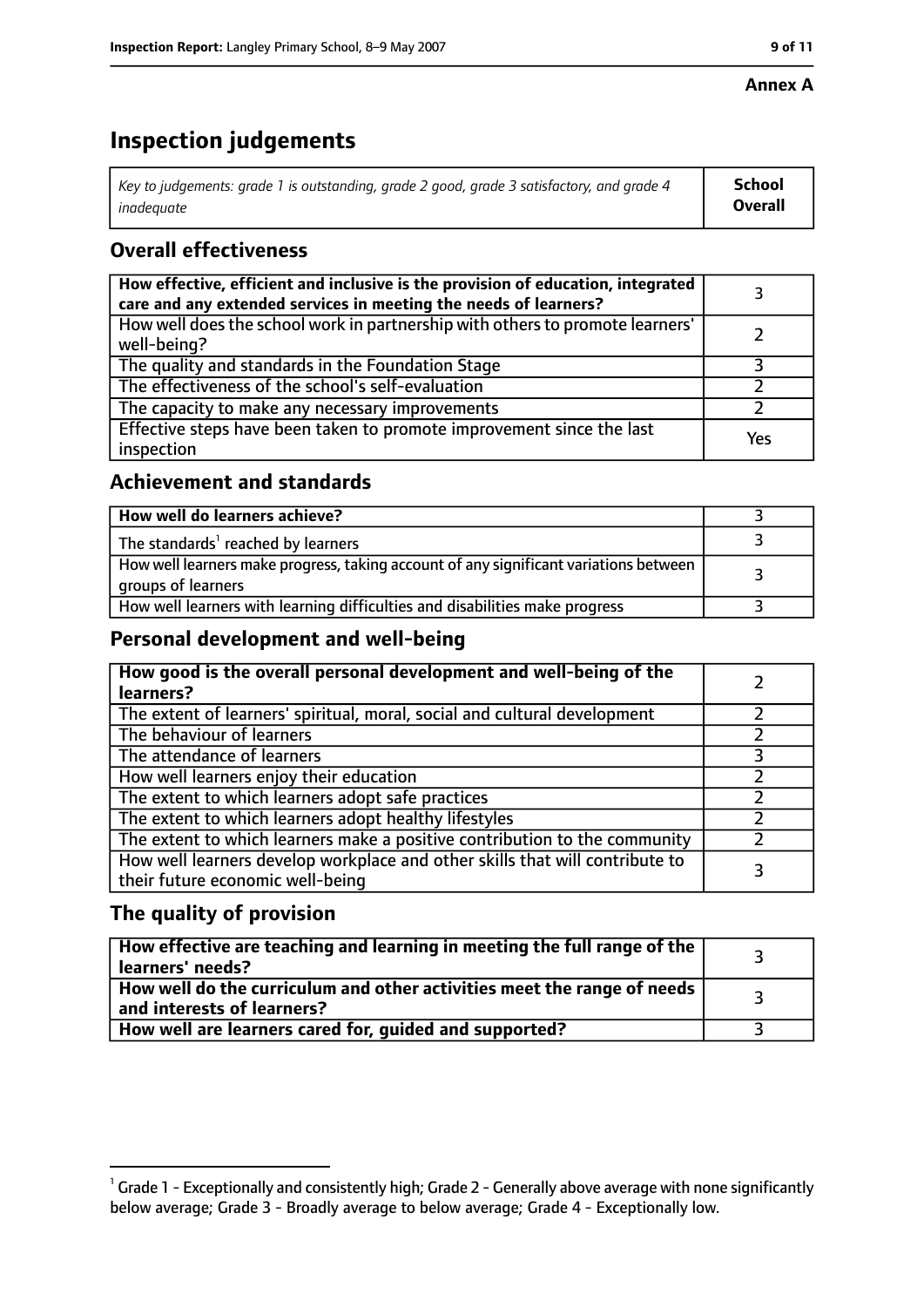**Annex A**

# Inspection judgements

| *Key to judgements: grade 1 is outstanding, grade 2 good, grade 3 satisfactory, and grade 4 inadequate* | **School Overall** |
|---|---|

## Overall effectiveness

| | |
|---|---|
| **How effective, efficient and inclusive is the provision of education, integrated care and any extended services in meeting the needs of learners?** | 3 |
| How well does the school work in partnership with others to promote learners' well-being? | 2 |
| The quality and standards in the Foundation Stage | 3 |
| The effectiveness of the school's self-evaluation | 2 |
| The capacity to make any necessary improvements | 2 |
| Effective steps have been taken to promote improvement since the last inspection | Yes |

## Achievement and standards

| | |
|---|---|
| **How well do learners achieve?** | 3 |
| The standards[1] reached by learners | 3 |
| How well learners make progress, taking account of any significant variations between groups of learners | 3 |
| How well learners with learning difficulties and disabilities make progress | 3 |

## Personal development and well-being

| | |
|---|---|
| **How good is the overall personal development and well-being of the learners?** | 2 |
| The extent of learners' spiritual, moral, social and cultural development | 2 |
| The behaviour of learners | 2 |
| The attendance of learners | 3 |
| How well learners enjoy their education | 2 |
| The extent to which learners adopt safe practices | 2 |
| The extent to which learners adopt healthy lifestyles | 2 |
| The extent to which learners make a positive contribution to the community | 2 |
| How well learners develop workplace and other skills that will contribute to their future economic well-being | 3 |

## The quality of provision

| | |
|---|---|
| **How effective are teaching and learning in meeting the full range of the learners' needs?** | 3 |
| **How well do the curriculum and other activities meet the range of needs and interests of learners?** | 3 |
| **How well are learners cared for, guided and supported?** | 3 |

[1] Grade 1 - Exceptionally and consistently high; Grade 2 - Generally above average with none significantly below average; Grade 3 - Broadly average to below average; Grade 4 - Exceptionally low.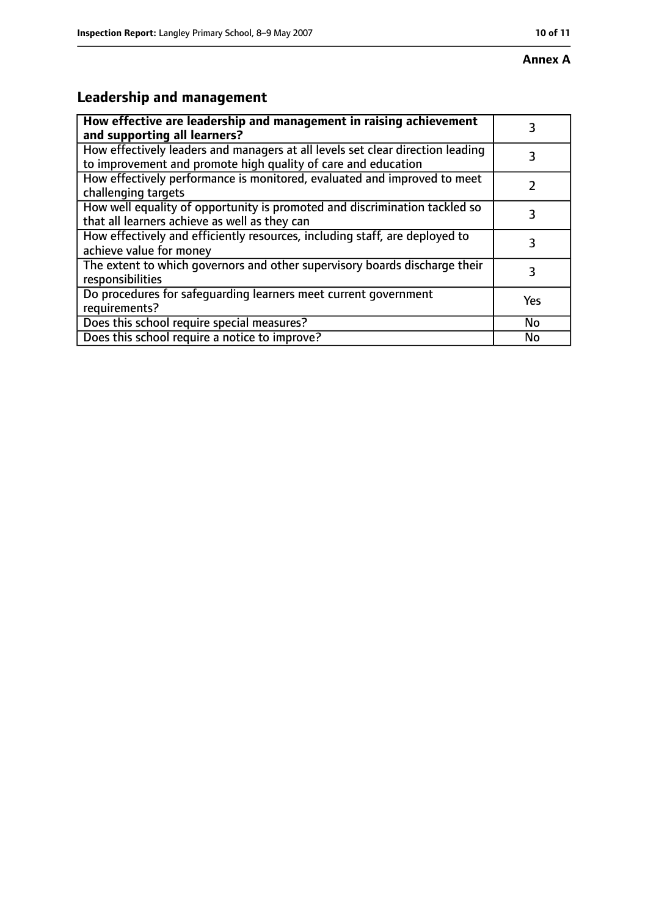**Annex A**

## Leadership and management

| How effective are leadership and management in raising achievement and supporting all learners? | 3 |
|---|---|
| How effectively leaders and managers at all levels set clear direction leading to improvement and promote high quality of care and education | 3 |
| How effectively performance is monitored, evaluated and improved to meet challenging targets | 2 |
| How well equality of opportunity is promoted and discrimination tackled so that all learners achieve as well as they can | 3 |
| How effectively and efficiently resources, including staff, are deployed to achieve value for money | 3 |
| The extent to which governors and other supervisory boards discharge their responsibilities | 3 |
| Do procedures for safeguarding learners meet current government requirements? | Yes |
| Does this school require special measures? | No |
| Does this school require a notice to improve? | No |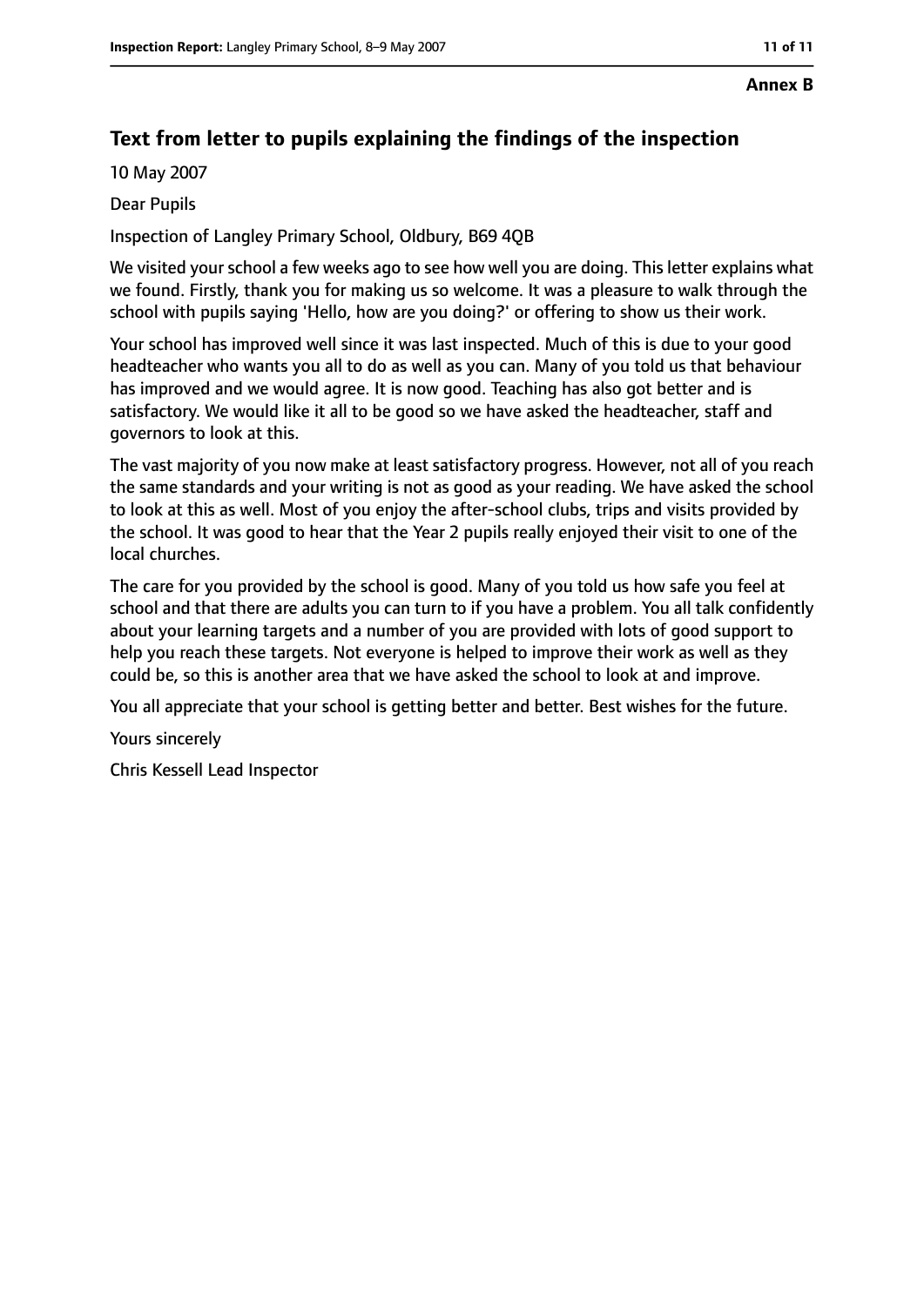**Annex B**

## Text from letter to pupils explaining the findings of the inspection

10 May 2007

Dear Pupils

Inspection of Langley Primary School, Oldbury, B69 4QB

We visited your school a few weeks ago to see how well you are doing. This letter explains what we found. Firstly, thank you for making us so welcome. It was a pleasure to walk through the school with pupils saying 'Hello, how are you doing?' or offering to show us their work.

Your school has improved well since it was last inspected. Much of this is due to your good headteacher who wants you all to do as well as you can. Many of you told us that behaviour has improved and we would agree. It is now good. Teaching has also got better and is satisfactory. We would like it all to be good so we have asked the headteacher, staff and governors to look at this.

The vast majority of you now make at least satisfactory progress. However, not all of you reach the same standards and your writing is not as good as your reading. We have asked the school to look at this as well. Most of you enjoy the after-school clubs, trips and visits provided by the school. It was good to hear that the Year 2 pupils really enjoyed their visit to one of the local churches.

The care for you provided by the school is good. Many of you told us how safe you feel at school and that there are adults you can turn to if you have a problem. You all talk confidently about your learning targets and a number of you are provided with lots of good support to help you reach these targets. Not everyone is helped to improve their work as well as they could be, so this is another area that we have asked the school to look at and improve.

You all appreciate that your school is getting better and better. Best wishes for the future.

Yours sincerely

Chris Kessell Lead Inspector